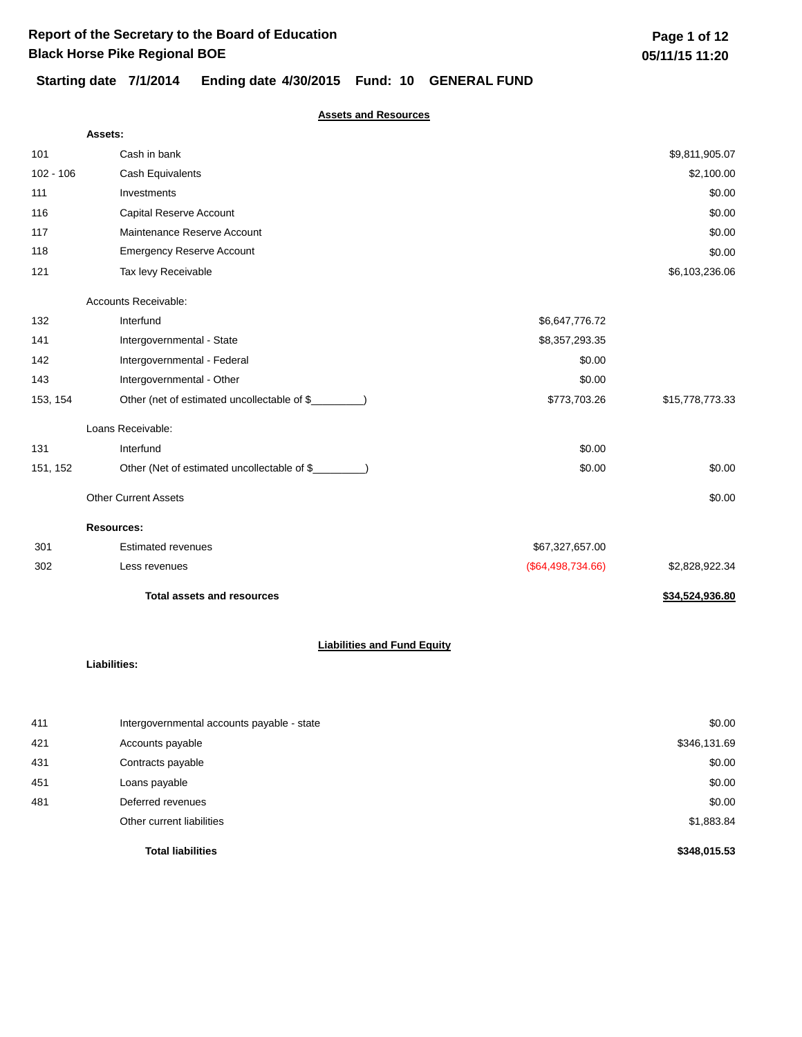# Report of the Secretary to the Board of Education

## Black Horse Pike Regional BOE

**Starting date 7/1/2014 Ending date 4/30/2015 Fund: 10 GENERAL FUND**

### Assets and Resources

| Code | Description | | Amount |
|---|---|---|---|
| | **Assets:** | | |
| 101 | Cash in bank | | $9,811,905.07 |
| 102 - 106 | Cash Equivalents | | $2,100.00 |
| 111 | Investments | | $0.00 |
| 116 | Capital Reserve Account | | $0.00 |
| 117 | Maintenance Reserve Account | | $0.00 |
| 118 | Emergency Reserve Account | | $0.00 |
| 121 | Tax levy Receivable | | $6,103,236.06 |
| | Accounts Receivable: | | |
| 132 | Interfund | $6,647,776.72 | |
| 141 | Intergovernmental - State | $8,357,293.35 | |
| 142 | Intergovernmental - Federal | $0.00 | |
| 143 | Intergovernmental - Other | $0.00 | |
| 153, 154 | Other (net of estimated uncollectable of $_________) | $773,703.26 | $15,778,773.33 |
| | Loans Receivable: | | |
| 131 | Interfund | $0.00 | |
| 151, 152 | Other (Net of estimated uncollectable of $_________) | $0.00 | $0.00 |
| | Other Current Assets | | $0.00 |
| | **Resources:** | | |
| 301 | Estimated revenues | $67,327,657.00 | |
| 302 | Less revenues | ($64,498,734.66) | $2,828,922.34 |
| | **Total assets and resources** | | **$34,524,936.80** |

### Liabilities and Fund Equity

**Liabilities:**

| Code | Description | Amount |
|---|---|---|
| 411 | Intergovernmental accounts payable - state | $0.00 |
| 421 | Accounts payable | $346,131.69 |
| 431 | Contracts payable | $0.00 |
| 451 | Loans payable | $0.00 |
| 481 | Deferred revenues | $0.00 |
| | Other current liabilities | $1,883.84 |
| | **Total liabilities** | **$348,015.53** |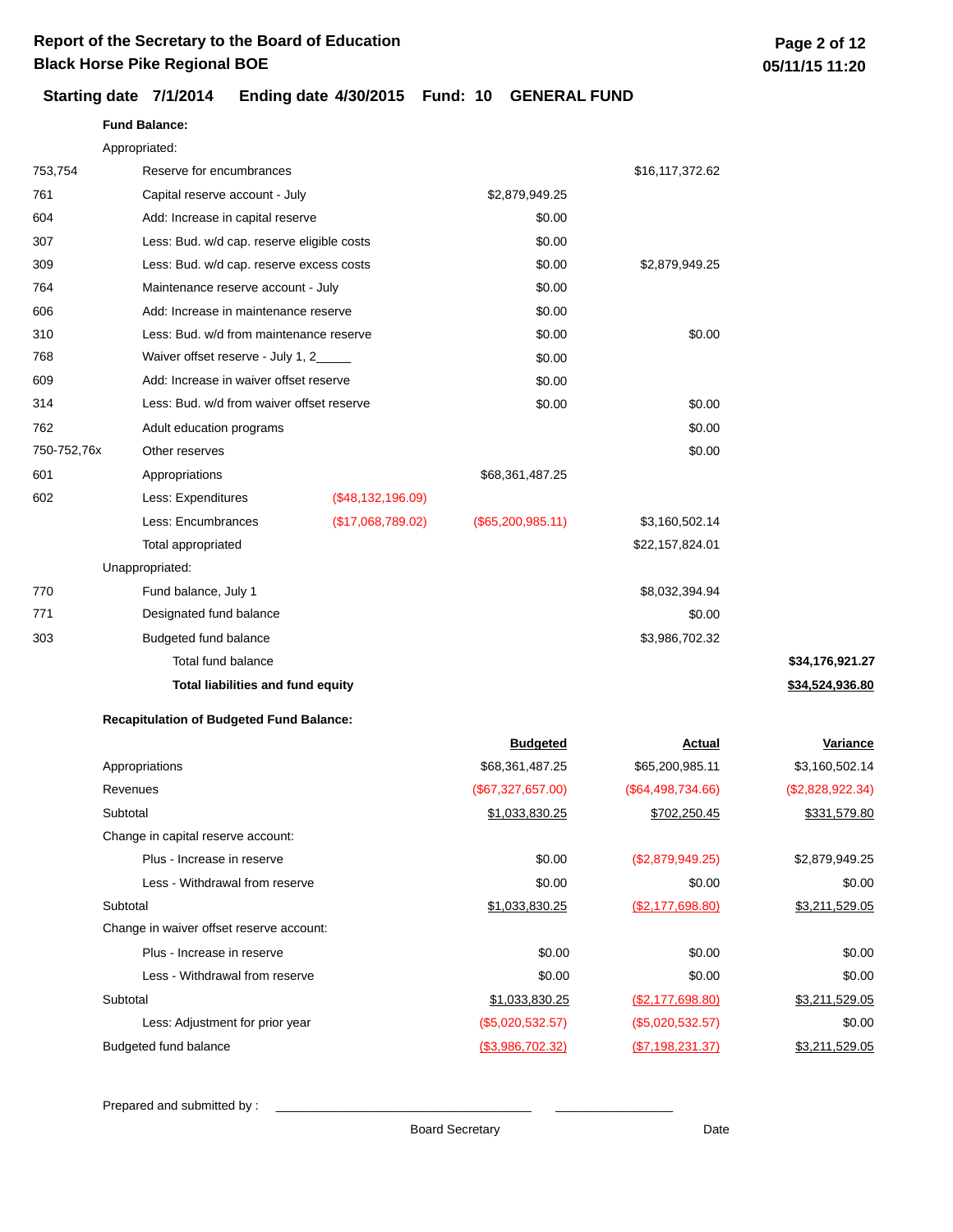# Report of the Secretary to the Board of Education
## Black Horse Pike Regional BOE

**Starting date 7/1/2014 Ending date 4/30/2015 Fund: 10 GENERAL FUND**

**Fund Balance:**

| Code | Description | | | | |
|---|---|---|---|---|---|
| | Appropriated: | | | | |
| 753,754 | Reserve for encumbrances | | | $16,117,372.62 | |
| 761 | Capital reserve account - July | | $2,879,949.25 | | |
| 604 | Add: Increase in capital reserve | | $0.00 | | |
| 307 | Less: Bud. w/d cap. reserve eligible costs | | $0.00 | | |
| 309 | Less: Bud. w/d cap. reserve excess costs | | $0.00 | $2,879,949.25 | |
| 764 | Maintenance reserve account - July | | $0.00 | | |
| 606 | Add: Increase in maintenance reserve | | $0.00 | | |
| 310 | Less: Bud. w/d from maintenance reserve | | $0.00 | $0.00 | |
| 768 | Waiver offset reserve - July 1, 2_____ | | $0.00 | | |
| 609 | Add: Increase in waiver offset reserve | | $0.00 | | |
| 314 | Less: Bud. w/d from waiver offset reserve | | $0.00 | $0.00 | |
| 762 | Adult education programs | | | $0.00 | |
| 750-752,76x | Other reserves | | | $0.00 | |
| 601 | Appropriations | | $68,361,487.25 | | |
| 602 | Less: Expenditures | ($48,132,196.09) | | | |
| | Less: Encumbrances | ($17,068,789.02) | ($65,200,985.11) | $3,160,502.14 | |
| | Total appropriated | | | $22,157,824.01 | |
| | Unappropriated: | | | | |
| 770 | Fund balance, July 1 | | | $8,032,394.94 | |
| 771 | Designated fund balance | | | $0.00 | |
| 303 | Budgeted fund balance | | | $3,986,702.32 | |
| | Total fund balance | | | | $34,176,921.27 |
| | **Total liabilities and fund equity** | | | | **$34,524,936.80** |

**Recapitulation of Budgeted Fund Balance:**

| | Budgeted | Actual | Variance |
|---|---|---|---|
| Appropriations | $68,361,487.25 | $65,200,985.11 | $3,160,502.14 |
| Revenues | ($67,327,657.00) | ($64,498,734.66) | ($2,828,922.34) |
| Subtotal | $1,033,830.25 | $702,250.45 | $331,579.80 |
| Change in capital reserve account: | | | |
| Plus - Increase in reserve | $0.00 | ($2,879,949.25) | $2,879,949.25 |
| Less - Withdrawal from reserve | $0.00 | $0.00 | $0.00 |
| Subtotal | $1,033,830.25 | ($2,177,698.80) | $3,211,529.05 |
| Change in waiver offset reserve account: | | | |
| Plus - Increase in reserve | $0.00 | $0.00 | $0.00 |
| Less - Withdrawal from reserve | $0.00 | $0.00 | $0.00 |
| Subtotal | $1,033,830.25 | ($2,177,698.80) | $3,211,529.05 |
| Less: Adjustment for prior year | ($5,020,532.57) | ($5,020,532.57) | $0.00 |
| Budgeted fund balance | ($3,986,702.32) | ($7,198,231.37) | $3,211,529.05 |

Prepared and submitted by : ______________________________ ______________

Board Secretary Date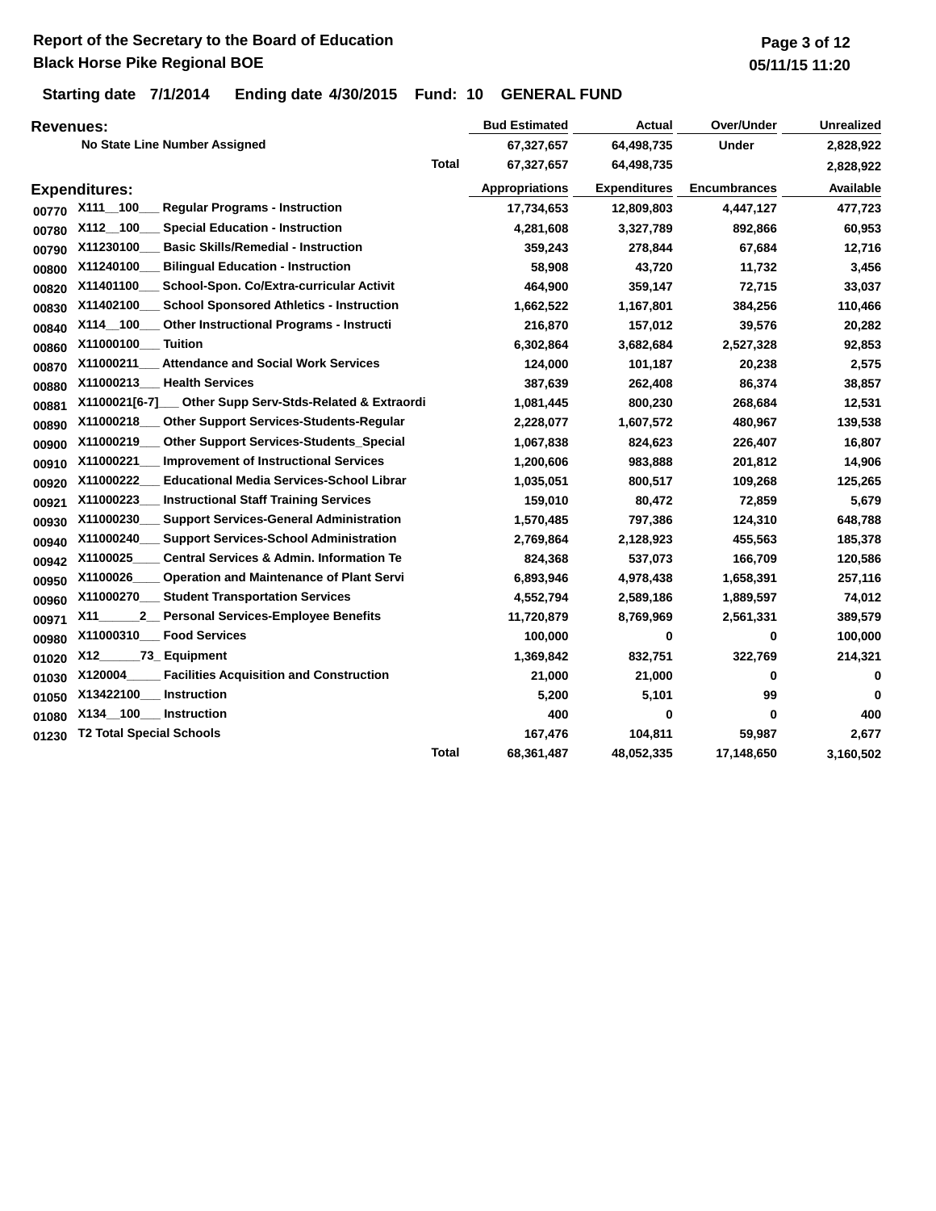# Report of the Secretary to the Board of Education

## Black Horse Pike Regional BOE

**Starting date 7/1/2014 Ending date 4/30/2015 Fund: 10 GENERAL FUND**

| Revenues: | | Bud Estimated | Actual | Over/Under | Unrealized |
|---|---|---|---|---|---|
| | No State Line Number Assigned | 67,327,657 | 64,498,735 | Under | 2,828,922 |
| | Total | 67,327,657 | 64,498,735 | | 2,828,922 |

| Expenditures: | | Appropriations | Expenditures | Encumbrances | Available |
|---|---|---|---|---|---|
| 00770 | X111__100___ Regular Programs - Instruction | 17,734,653 | 12,809,803 | 4,447,127 | 477,723 |
| 00780 | X112__100___ Special Education - Instruction | 4,281,608 | 3,327,789 | 892,866 | 60,953 |
| 00790 | X11230100___ Basic Skills/Remedial - Instruction | 359,243 | 278,844 | 67,684 | 12,716 |
| 00800 | X11240100___ Bilingual Education - Instruction | 58,908 | 43,720 | 11,732 | 3,456 |
| 00820 | X11401100___ School-Spon. Co/Extra-curricular Activit | 464,900 | 359,147 | 72,715 | 33,037 |
| 00830 | X11402100___ School Sponsored Athletics - Instruction | 1,662,522 | 1,167,801 | 384,256 | 110,466 |
| 00840 | X114__100___ Other Instructional Programs - Instructi | 216,870 | 157,012 | 39,576 | 20,282 |
| 00860 | X11000100___ Tuition | 6,302,864 | 3,682,684 | 2,527,328 | 92,853 |
| 00870 | X11000211___ Attendance and Social Work Services | 124,000 | 101,187 | 20,238 | 2,575 |
| 00880 | X11000213___ Health Services | 387,639 | 262,408 | 86,374 | 38,857 |
| 00881 | X1100021[6-7]___ Other Supp Serv-Stds-Related & Extraordi | 1,081,445 | 800,230 | 268,684 | 12,531 |
| 00890 | X11000218___ Other Support Services-Students-Regular | 2,228,077 | 1,607,572 | 480,967 | 139,538 |
| 00900 | X11000219___ Other Support Services-Students_Special | 1,067,838 | 824,623 | 226,407 | 16,807 |
| 00910 | X11000221___ Improvement of Instructional Services | 1,200,606 | 983,888 | 201,812 | 14,906 |
| 00920 | X11000222___ Educational Media Services-School Librar | 1,035,051 | 800,517 | 109,268 | 125,265 |
| 00921 | X11000223___ Instructional Staff Training Services | 159,010 | 80,472 | 72,859 | 5,679 |
| 00930 | X11000230___ Support Services-General Administration | 1,570,485 | 797,386 | 124,310 | 648,788 |
| 00940 | X11000240___ Support Services-School Administration | 2,769,864 | 2,128,923 | 455,563 | 185,378 |
| 00942 | X1100025____ Central Services & Admin. Information Te | 824,368 | 537,073 | 166,709 | 120,586 |
| 00950 | X1100026____ Operation and Maintenance of Plant Servi | 6,893,946 | 4,978,438 | 1,658,391 | 257,116 |
| 00960 | X11000270___ Student Transportation Services | 4,552,794 | 2,589,186 | 1,889,597 | 74,012 |
| 00971 | X11______2__ Personal Services-Employee Benefits | 11,720,879 | 8,769,969 | 2,561,331 | 389,579 |
| 00980 | X11000310___ Food Services | 100,000 | 0 | 0 | 100,000 |
| 01020 | X12______73_ Equipment | 1,369,842 | 832,751 | 322,769 | 214,321 |
| 01030 | X120004_____ Facilities Acquisition and Construction | 21,000 | 21,000 | 0 | 0 |
| 01050 | X13422100___ Instruction | 5,200 | 5,101 | 99 | 0 |
| 01080 | X134__100___ Instruction | 400 | 0 | 0 | 400 |
| 01230 | T2 Total Special Schools | 167,476 | 104,811 | 59,987 | 2,677 |
| | Total | 68,361,487 | 48,052,335 | 17,148,650 | 3,160,502 |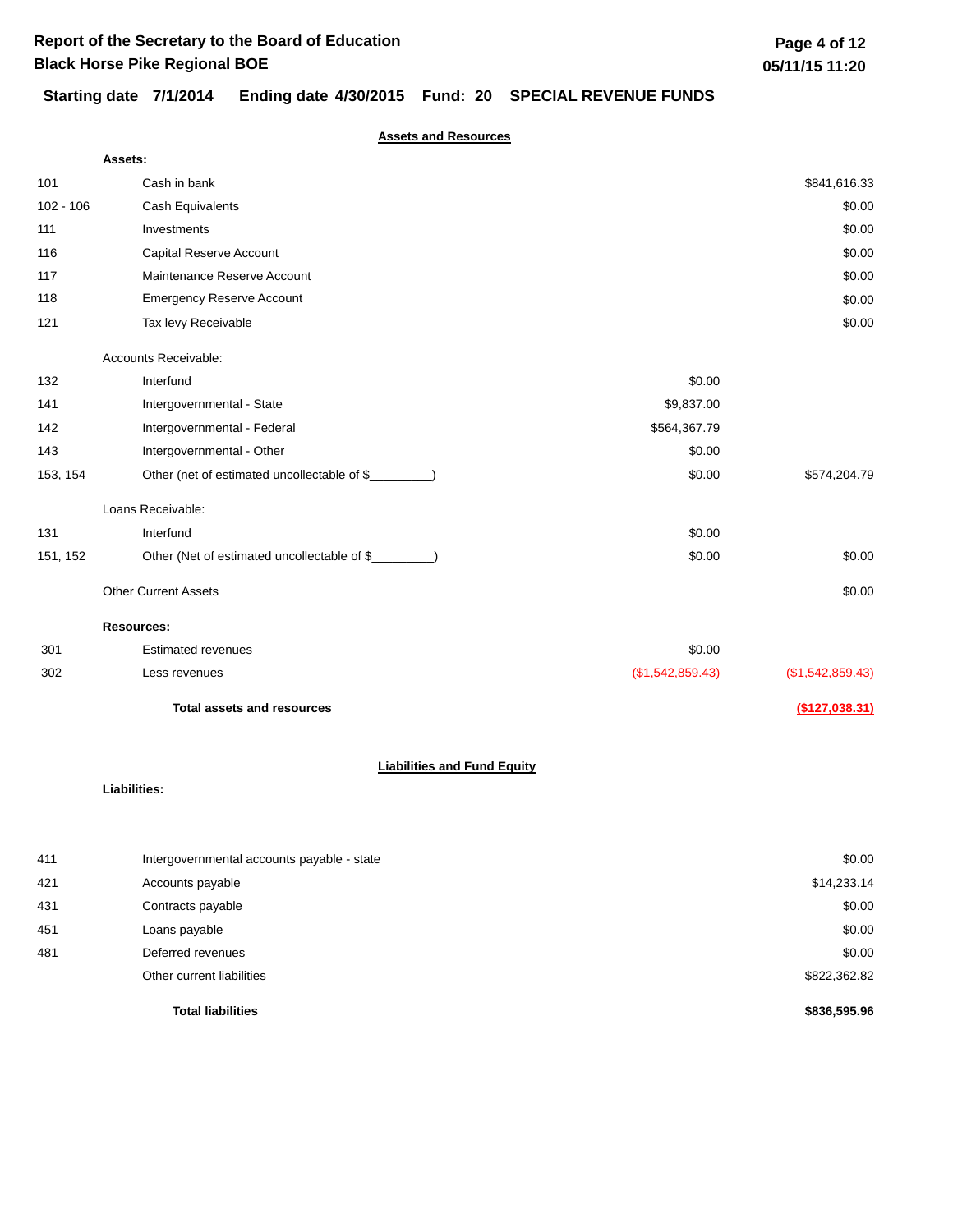# Report of the Secretary to the Board of Education
## Black Horse Pike Regional BOE

**Starting date 7/1/2014 Ending date 4/30/2015 Fund: 20 SPECIAL REVENUE FUNDS**

### Assets and Resources

| Code | Description | | |
|---|---|---|---|
| | **Assets:** | | |
| 101 | Cash in bank | | $841,616.33 |
| 102 - 106 | Cash Equivalents | | $0.00 |
| 111 | Investments | | $0.00 |
| 116 | Capital Reserve Account | | $0.00 |
| 117 | Maintenance Reserve Account | | $0.00 |
| 118 | Emergency Reserve Account | | $0.00 |
| 121 | Tax levy Receivable | | $0.00 |
| | Accounts Receivable: | | |
| 132 | Interfund | $0.00 | |
| 141 | Intergovernmental - State | $9,837.00 | |
| 142 | Intergovernmental - Federal | $564,367.79 | |
| 143 | Intergovernmental - Other | $0.00 | |
| 153, 154 | Other (net of estimated uncollectable of $________) | $0.00 | $574,204.79 |
| | Loans Receivable: | | |
| 131 | Interfund | $0.00 | |
| 151, 152 | Other (Net of estimated uncollectable of $________) | $0.00 | $0.00 |
| | Other Current Assets | | $0.00 |
| | **Resources:** | | |
| 301 | Estimated revenues | $0.00 | |
| 302 | Less revenues | ($1,542,859.43) | ($1,542,859.43) |
| | **Total assets and resources** | | **($127,038.31)** |

### Liabilities and Fund Equity

| Code | Description | |
|---|---|---|
| | **Liabilities:** | |
| 411 | Intergovernmental accounts payable - state | $0.00 |
| 421 | Accounts payable | $14,233.14 |
| 431 | Contracts payable | $0.00 |
| 451 | Loans payable | $0.00 |
| 481 | Deferred revenues | $0.00 |
| | Other current liabilities | $822,362.82 |
| | **Total liabilities** | **$836,595.96** |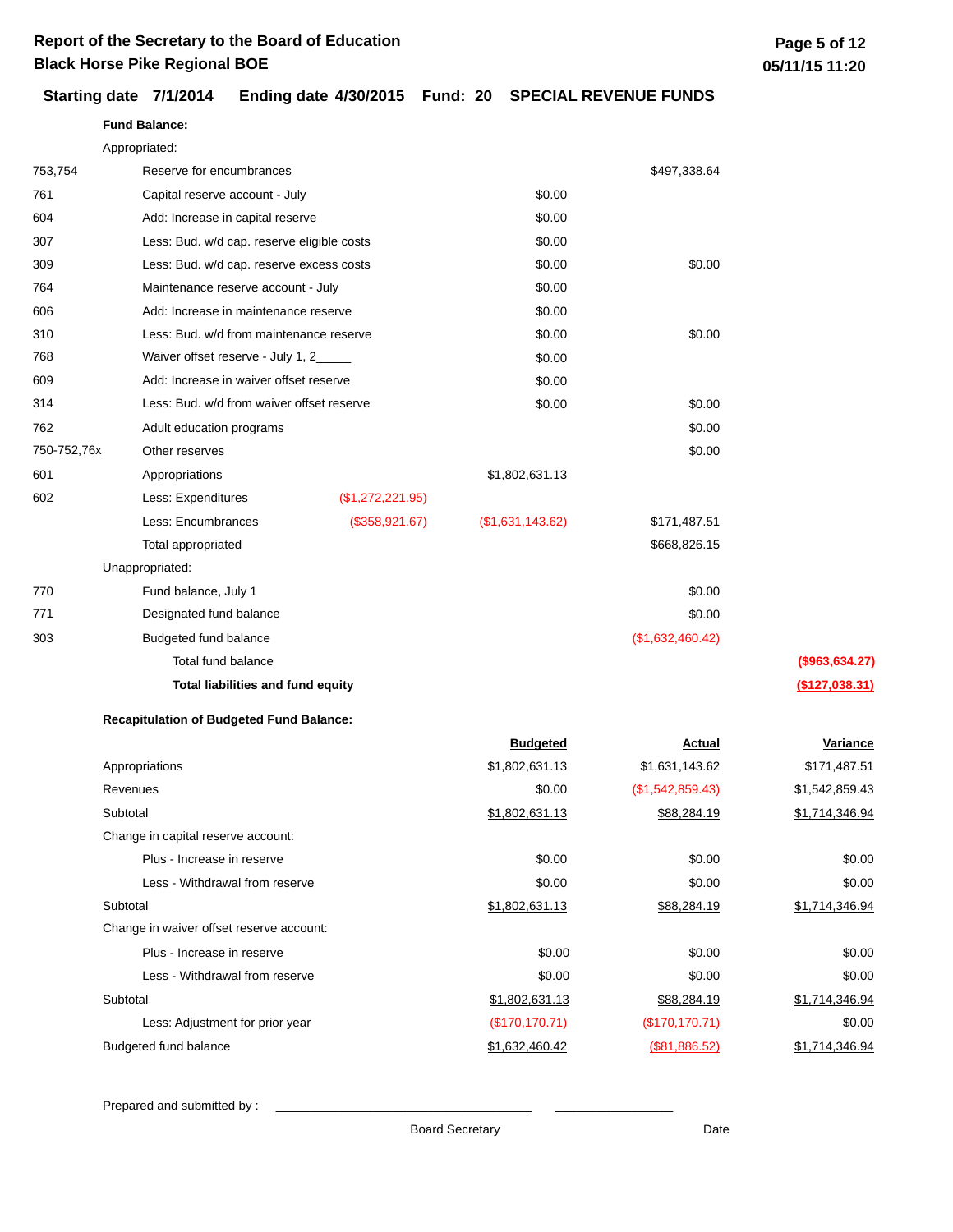# Report of the Secretary to the Board of Education
## Black Horse Pike Regional BOE

**Starting date 7/1/2014 Ending date 4/30/2015 Fund: 20 SPECIAL REVENUE FUNDS**

**Fund Balance:**

| Code | Description | | | | |
|---|---|---|---|---|---|
| | Appropriated: | | | | |
| 753,754 | Reserve for encumbrances | | | $497,338.64 | |
| 761 | Capital reserve account - July | | $0.00 | | |
| 604 | Add: Increase in capital reserve | | $0.00 | | |
| 307 | Less: Bud. w/d cap. reserve eligible costs | | $0.00 | | |
| 309 | Less: Bud. w/d cap. reserve excess costs | | $0.00 | $0.00 | |
| 764 | Maintenance reserve account - July | | $0.00 | | |
| 606 | Add: Increase in maintenance reserve | | $0.00 | | |
| 310 | Less: Bud. w/d from maintenance reserve | | $0.00 | $0.00 | |
| 768 | Waiver offset reserve - July 1, 2_____ | | $0.00 | | |
| 609 | Add: Increase in waiver offset reserve | | $0.00 | | |
| 314 | Less: Bud. w/d from waiver offset reserve | | $0.00 | $0.00 | |
| 762 | Adult education programs | | | $0.00 | |
| 750-752,76x | Other reserves | | | $0.00 | |
| 601 | Appropriations | | $1,802,631.13 | | |
| 602 | Less: Expenditures | ($1,272,221.95) | | | |
| | Less: Encumbrances | ($358,921.67) | ($1,631,143.62) | $171,487.51 | |
| | Total appropriated | | | $668,826.15 | |
| | Unappropriated: | | | | |
| 770 | Fund balance, July 1 | | | $0.00 | |
| 771 | Designated fund balance | | | $0.00 | |
| 303 | Budgeted fund balance | | | ($1,632,460.42) | |
| | Total fund balance | | | | ($963,634.27) |
| | **Total liabilities and fund equity** | | | | **($127,038.31)** |

**Recapitulation of Budgeted Fund Balance:**

| | Budgeted | Actual | Variance |
|---|---|---|---|
| Appropriations | $1,802,631.13 | $1,631,143.62 | $171,487.51 |
| Revenues | $0.00 | ($1,542,859.43) | $1,542,859.43 |
| Subtotal | $1,802,631.13 | $88,284.19 | $1,714,346.94 |
| Change in capital reserve account: | | | |
| Plus - Increase in reserve | $0.00 | $0.00 | $0.00 |
| Less - Withdrawal from reserve | $0.00 | $0.00 | $0.00 |
| Subtotal | $1,802,631.13 | $88,284.19 | $1,714,346.94 |
| Change in waiver offset reserve account: | | | |
| Plus - Increase in reserve | $0.00 | $0.00 | $0.00 |
| Less - Withdrawal from reserve | $0.00 | $0.00 | $0.00 |
| Subtotal | $1,802,631.13 | $88,284.19 | $1,714,346.94 |
| Less: Adjustment for prior year | ($170,170.71) | ($170,170.71) | $0.00 |
| Budgeted fund balance | $1,632,460.42 | ($81,886.52) | $1,714,346.94 |

Prepared and submitted by : ______________________________ ________________

Board Secretary Date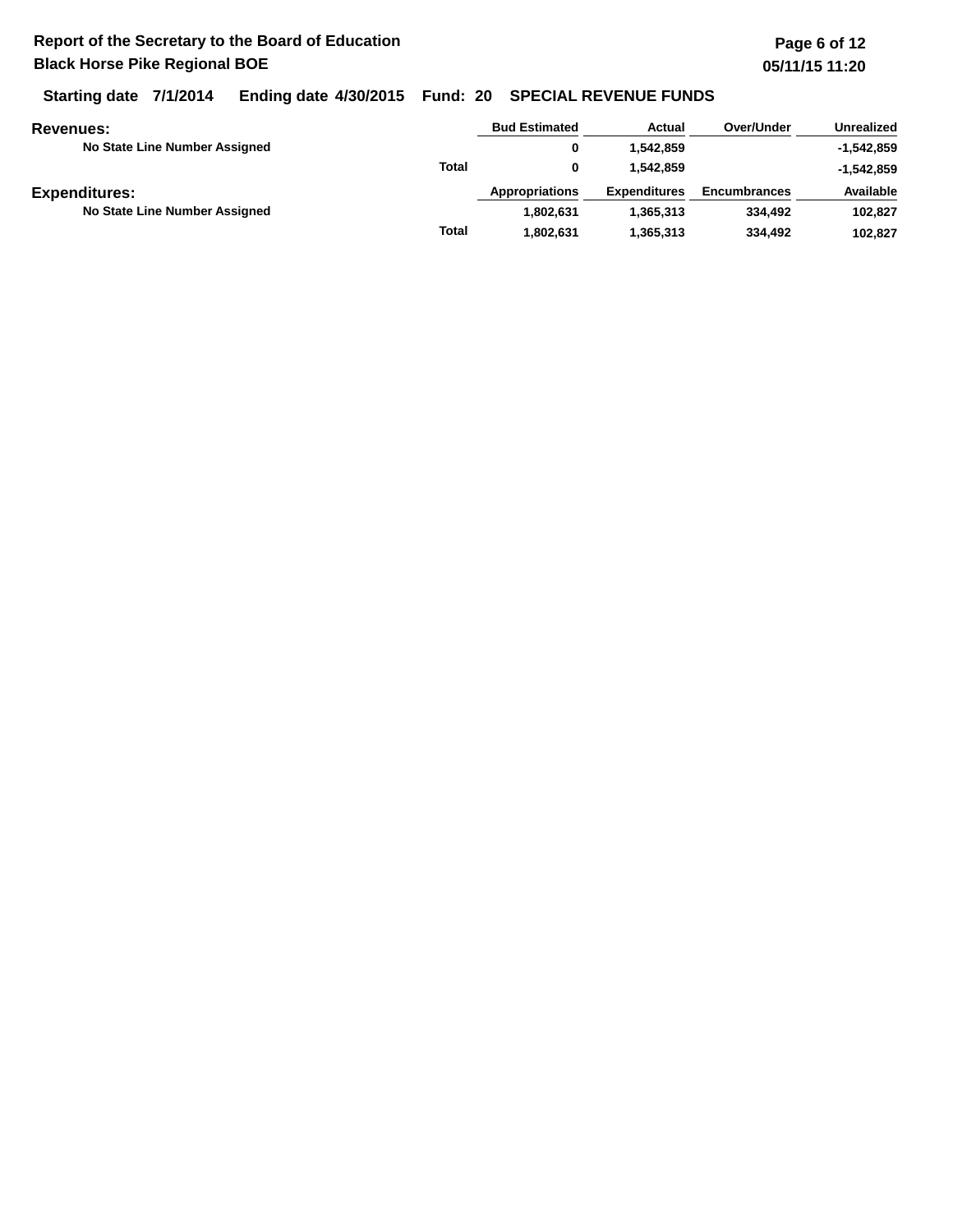**Report of the Secretary to the Board of Education**
**Black Horse Pike Regional BOE**

**Starting date 7/1/2014 Ending date 4/30/2015 Fund: 20 SPECIAL REVENUE FUNDS**

| Revenues: | | Bud Estimated | Actual | Over/Under | Unrealized |
|---|---|---|---|---|---|
| No State Line Number Assigned | | 0 | 1,542,859 | | -1,542,859 |
| | Total | 0 | 1,542,859 | | -1,542,859 |

| Expenditures: | | Appropriations | Expenditures | Encumbrances | Available |
|---|---|---|---|---|---|
| No State Line Number Assigned | | 1,802,631 | 1,365,313 | 334,492 | 102,827 |
| | Total | 1,802,631 | 1,365,313 | 334,492 | 102,827 |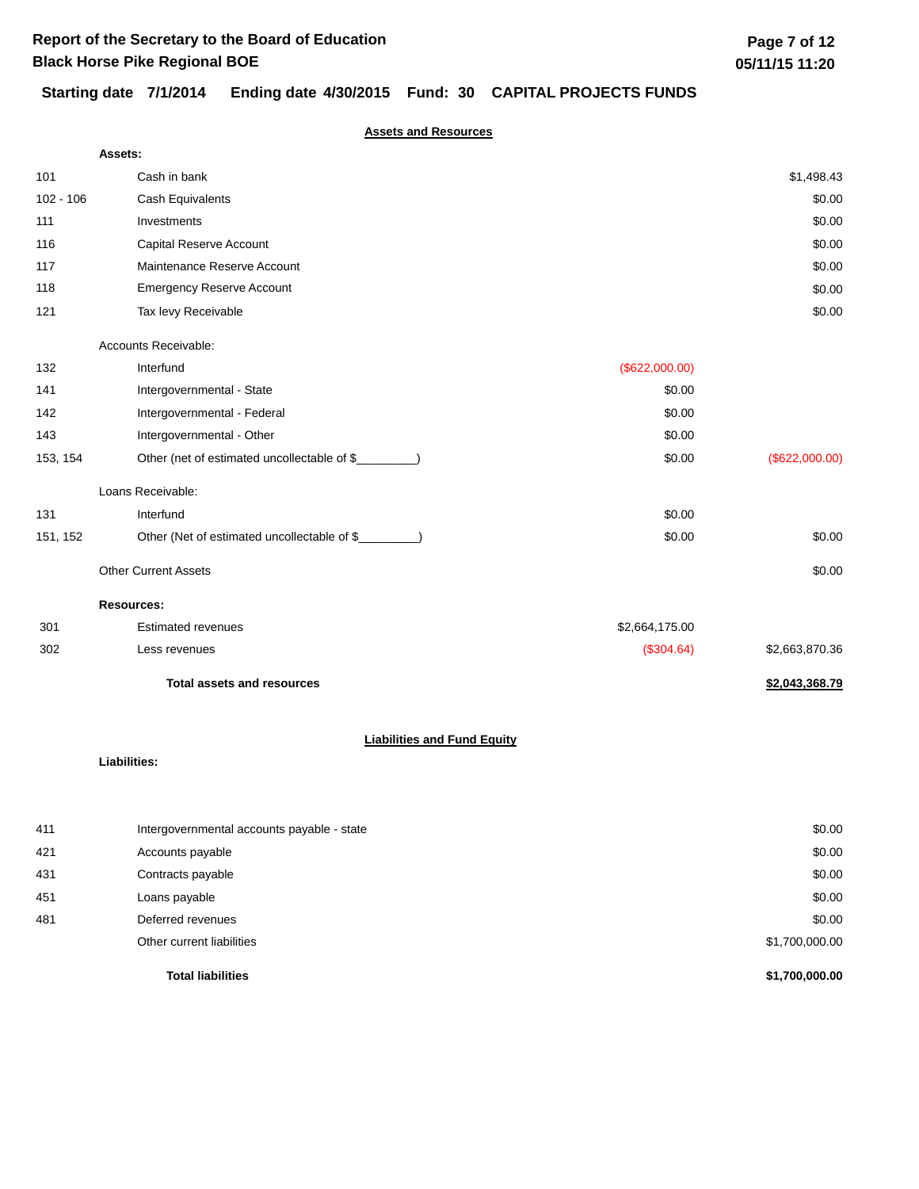# Report of the Secretary to the Board of Education
## Black Horse Pike Regional BOE

**Starting date 7/1/2014 Ending date 4/30/2015 Fund: 30 CAPITAL PROJECTS FUNDS**

### Assets and Resources

| Code | Description | | Amount |
|---|---|---|---|
| | **Assets:** | | |
| 101 | Cash in bank | | $1,498.43 |
| 102 - 106 | Cash Equivalents | | $0.00 |
| 111 | Investments | | $0.00 |
| 116 | Capital Reserve Account | | $0.00 |
| 117 | Maintenance Reserve Account | | $0.00 |
| 118 | Emergency Reserve Account | | $0.00 |
| 121 | Tax levy Receivable | | $0.00 |
| | Accounts Receivable: | | |
| 132 | Interfund | ($622,000.00) | |
| 141 | Intergovernmental - State | $0.00 | |
| 142 | Intergovernmental - Federal | $0.00 | |
| 143 | Intergovernmental - Other | $0.00 | |
| 153, 154 | Other (net of estimated uncollectable of $________) | $0.00 | ($622,000.00) |
| | Loans Receivable: | | |
| 131 | Interfund | $0.00 | |
| 151, 152 | Other (Net of estimated uncollectable of $________) | $0.00 | $0.00 |
| | Other Current Assets | | $0.00 |
| | **Resources:** | | |
| 301 | Estimated revenues | $2,664,175.00 | |
| 302 | Less revenues | ($304.64) | $2,663,870.36 |
| | **Total assets and resources** | | **$2,043,368.79** |

### Liabilities and Fund Equity

**Liabilities:**

| Code | Description | Amount |
|---|---|---|
| 411 | Intergovernmental accounts payable - state | $0.00 |
| 421 | Accounts payable | $0.00 |
| 431 | Contracts payable | $0.00 |
| 451 | Loans payable | $0.00 |
| 481 | Deferred revenues | $0.00 |
| | Other current liabilities | $1,700,000.00 |
| | **Total liabilities** | **$1,700,000.00** |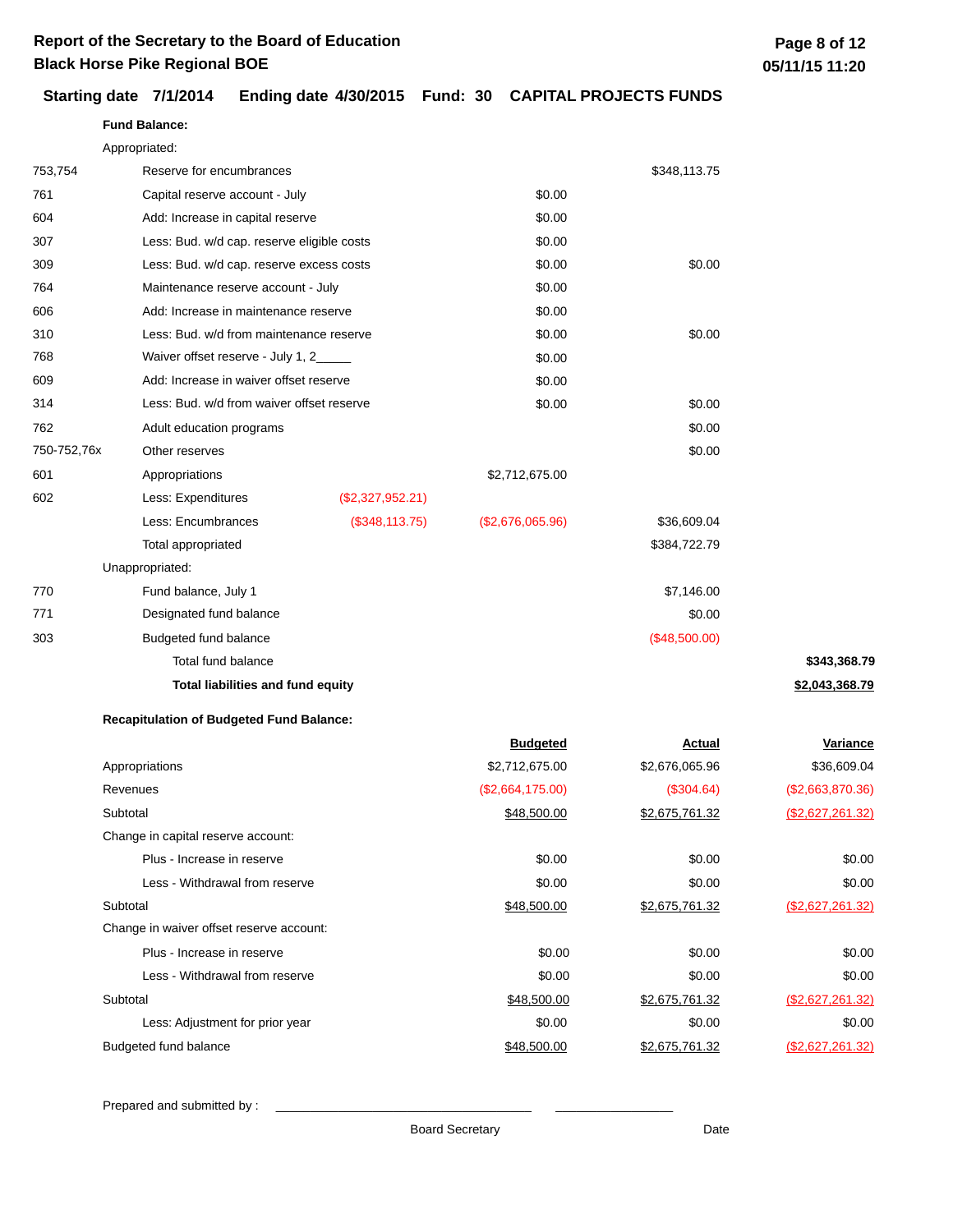# Report of the Secretary to the Board of Education
## Black Horse Pike Regional BOE

**Starting date 7/1/2014 Ending date 4/30/2015 Fund: 30 CAPITAL PROJECTS FUNDS**

**Fund Balance:**

| Code | Description | | | | |
|---|---|---|---|---|---|
| | Appropriated: | | | | |
| 753,754 | Reserve for encumbrances | | | $348,113.75 | |
| 761 | Capital reserve account - July | | $0.00 | | |
| 604 | Add: Increase in capital reserve | | $0.00 | | |
| 307 | Less: Bud. w/d cap. reserve eligible costs | | $0.00 | | |
| 309 | Less: Bud. w/d cap. reserve excess costs | | $0.00 | $0.00 | |
| 764 | Maintenance reserve account - July | | $0.00 | | |
| 606 | Add: Increase in maintenance reserve | | $0.00 | | |
| 310 | Less: Bud. w/d from maintenance reserve | | $0.00 | $0.00 | |
| 768 | Waiver offset reserve - July 1, 2_____ | | $0.00 | | |
| 609 | Add: Increase in waiver offset reserve | | $0.00 | | |
| 314 | Less: Bud. w/d from waiver offset reserve | | $0.00 | $0.00 | |
| 762 | Adult education programs | | | $0.00 | |
| 750-752,76x | Other reserves | | | $0.00 | |
| 601 | Appropriations | | $2,712,675.00 | | |
| 602 | Less: Expenditures | ($2,327,952.21) | | | |
| | Less: Encumbrances | ($348,113.75) | ($2,676,065.96) | $36,609.04 | |
| | Total appropriated | | | $384,722.79 | |
| | Unappropriated: | | | | |
| 770 | Fund balance, July 1 | | | $7,146.00 | |
| 771 | Designated fund balance | | | $0.00 | |
| 303 | Budgeted fund balance | | | ($48,500.00) | |
| | Total fund balance | | | | **$343,368.79** |
| | **Total liabilities and fund equity** | | | | **$2,043,368.79** |

**Recapitulation of Budgeted Fund Balance:**

| | Budgeted | Actual | Variance |
|---|---|---|---|
| Appropriations | $2,712,675.00 | $2,676,065.96 | $36,609.04 |
| Revenues | ($2,664,175.00) | ($304.64) | ($2,663,870.36) |
| Subtotal | $48,500.00 | $2,675,761.32 | ($2,627,261.32) |
| Change in capital reserve account: | | | |
| Plus - Increase in reserve | $0.00 | $0.00 | $0.00 |
| Less - Withdrawal from reserve | $0.00 | $0.00 | $0.00 |
| Subtotal | $48,500.00 | $2,675,761.32 | ($2,627,261.32) |
| Change in waiver offset reserve account: | | | |
| Plus - Increase in reserve | $0.00 | $0.00 | $0.00 |
| Less - Withdrawal from reserve | $0.00 | $0.00 | $0.00 |
| Subtotal | $48,500.00 | $2,675,761.32 | ($2,627,261.32) |
| Less: Adjustment for prior year | $0.00 | $0.00 | $0.00 |
| Budgeted fund balance | $48,500.00 | $2,675,761.32 | ($2,627,261.32) |

Prepared and submitted by : ______________________________ ________________

Board Secretary Date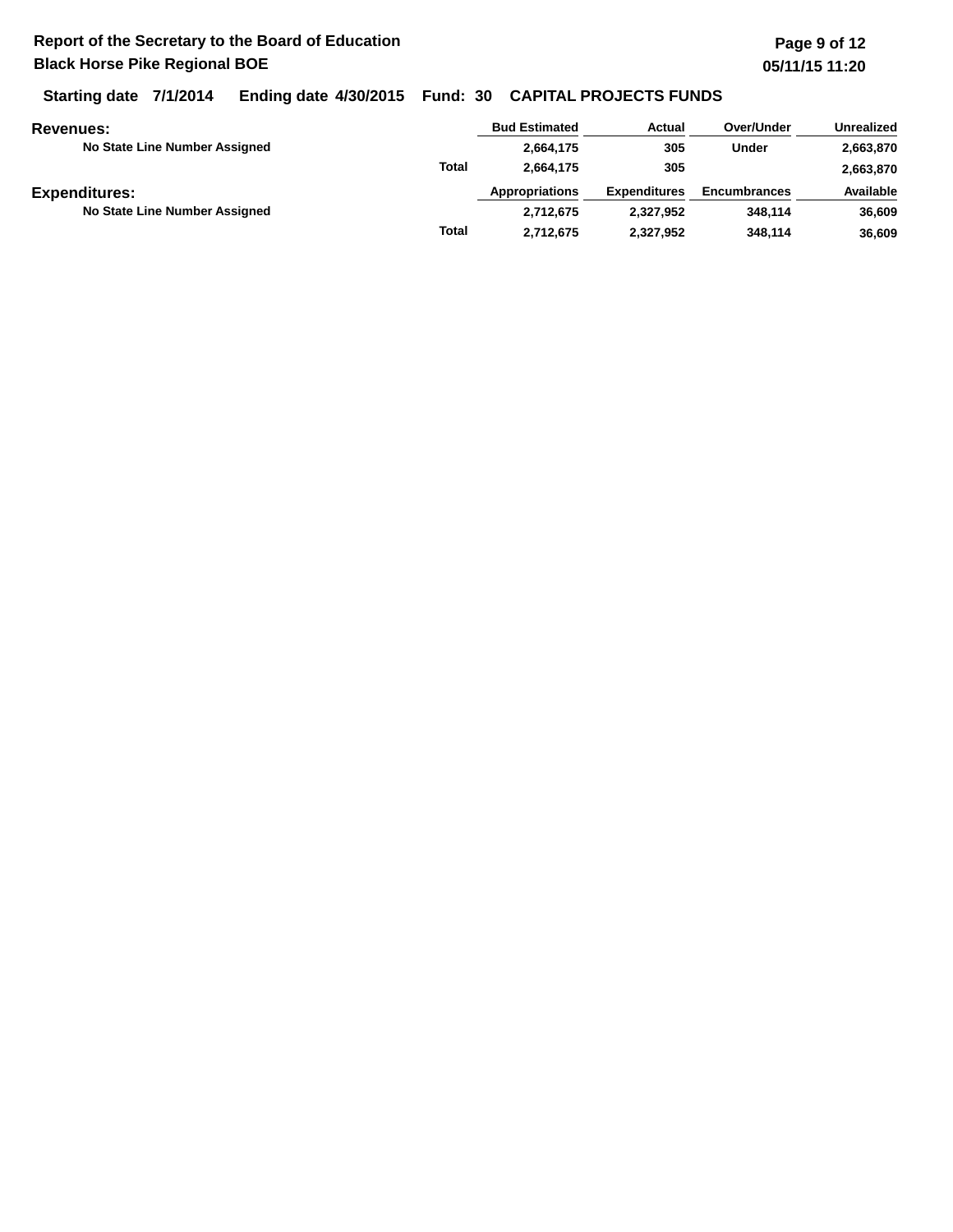**Report of the Secretary to the Board of Education**
**Black Horse Pike Regional BOE**

**Starting date 7/1/2014 Ending date 4/30/2015 Fund: 30 CAPITAL PROJECTS FUNDS**

| Revenues: | | Bud Estimated | Actual | Over/Under | Unrealized |
|---|---|---|---|---|---|
| No State Line Number Assigned | | 2,664,175 | 305 | Under | 2,663,870 |
| | Total | 2,664,175 | 305 | | 2,663,870 |

| Expenditures: | | Appropriations | Expenditures | Encumbrances | Available |
|---|---|---|---|---|---|
| No State Line Number Assigned | | 2,712,675 | 2,327,952 | 348,114 | 36,609 |
| | Total | 2,712,675 | 2,327,952 | 348,114 | 36,609 |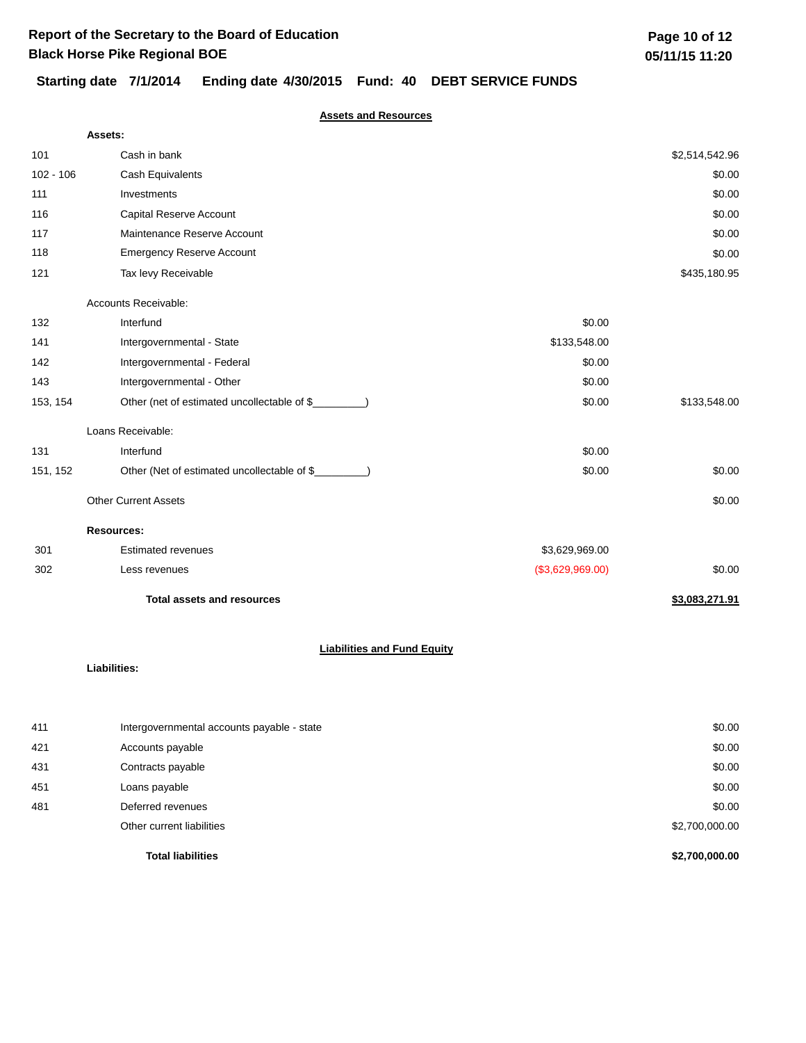# Report of the Secretary to the Board of Education
## Black Horse Pike Regional BOE

**Starting date 7/1/2014 Ending date 4/30/2015 Fund: 40 DEBT SERVICE FUNDS**

### Assets and Resources

| Code | Description | | Amount |
|---|---|---|---|
| | **Assets:** | | |
| 101 | Cash in bank | | $2,514,542.96 |
| 102 - 106 | Cash Equivalents | | $0.00 |
| 111 | Investments | | $0.00 |
| 116 | Capital Reserve Account | | $0.00 |
| 117 | Maintenance Reserve Account | | $0.00 |
| 118 | Emergency Reserve Account | | $0.00 |
| 121 | Tax levy Receivable | | $435,180.95 |
| | Accounts Receivable: | | |
| 132 | Interfund | $0.00 | |
| 141 | Intergovernmental - State | $133,548.00 | |
| 142 | Intergovernmental - Federal | $0.00 | |
| 143 | Intergovernmental - Other | $0.00 | |
| 153, 154 | Other (net of estimated uncollectable of $_________) | $0.00 | $133,548.00 |
| | Loans Receivable: | | |
| 131 | Interfund | $0.00 | |
| 151, 152 | Other (Net of estimated uncollectable of $_________) | $0.00 | $0.00 |
| | Other Current Assets | | $0.00 |
| | **Resources:** | | |
| 301 | Estimated revenues | $3,629,969.00 | |
| 302 | Less revenues | ($3,629,969.00) | $0.00 |
| | **Total assets and resources** | | **$3,083,271.91** |

### Liabilities and Fund Equity

| Code | Description | Amount |
|---|---|---|
| | **Liabilities:** | |
| 411 | Intergovernmental accounts payable - state | $0.00 |
| 421 | Accounts payable | $0.00 |
| 431 | Contracts payable | $0.00 |
| 451 | Loans payable | $0.00 |
| 481 | Deferred revenues | $0.00 |
| | Other current liabilities | $2,700,000.00 |
| | **Total liabilities** | **$2,700,000.00** |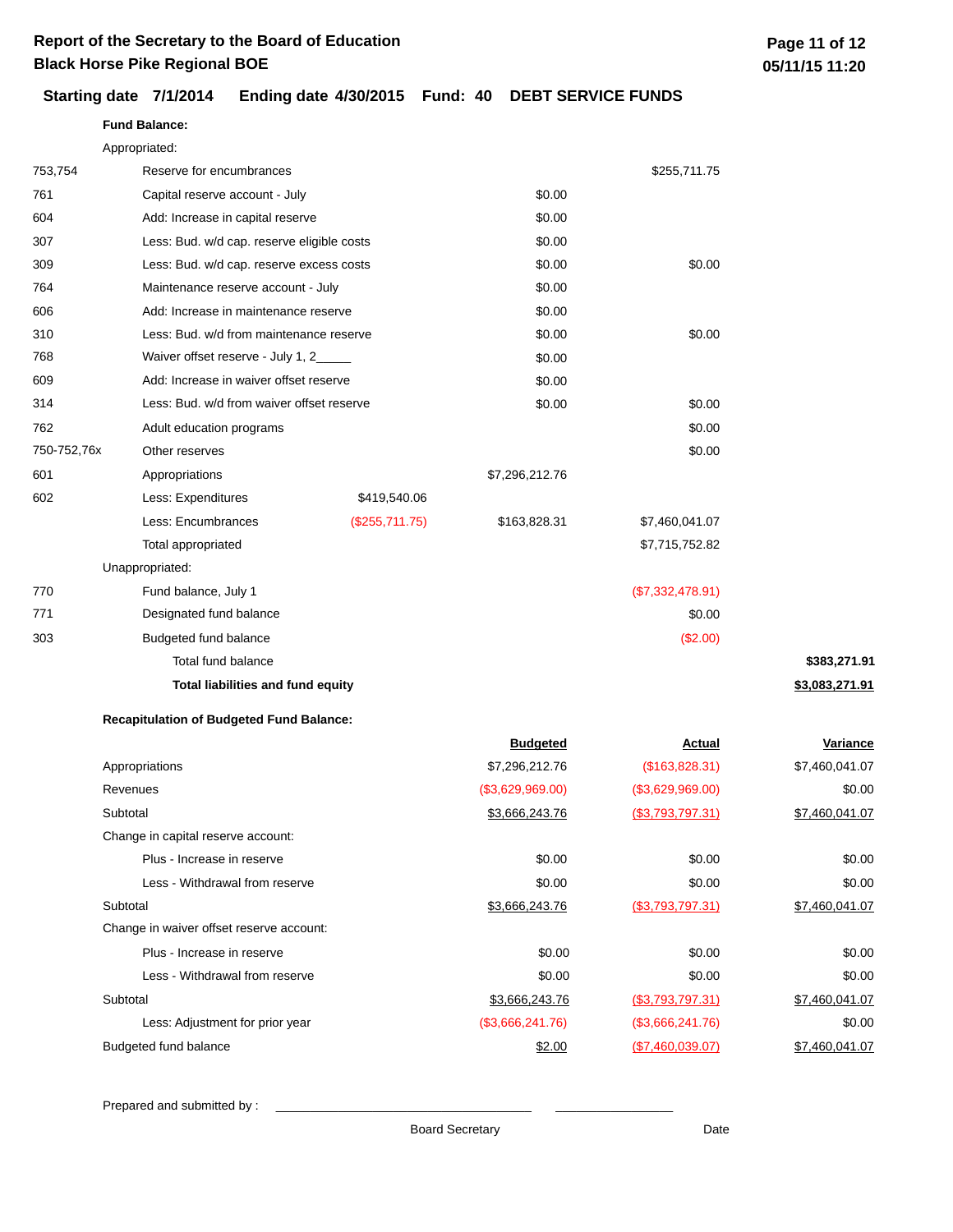# Report of the Secretary to the Board of Education
## Black Horse Pike Regional BOE

**Starting date 7/1/2014 Ending date 4/30/2015 Fund: 40 DEBT SERVICE FUNDS**

**Fund Balance:**

| Code | Description | | | | |
|---|---|---|---|---|---|
| | Appropriated: | | | | |
| 753,754 | Reserve for encumbrances | | | $255,711.75 | |
| 761 | Capital reserve account - July | | $0.00 | | |
| 604 | Add: Increase in capital reserve | | $0.00 | | |
| 307 | Less: Bud. w/d cap. reserve eligible costs | | $0.00 | | |
| 309 | Less: Bud. w/d cap. reserve excess costs | | $0.00 | $0.00 | |
| 764 | Maintenance reserve account - July | | $0.00 | | |
| 606 | Add: Increase in maintenance reserve | | $0.00 | | |
| 310 | Less: Bud. w/d from maintenance reserve | | $0.00 | $0.00 | |
| 768 | Waiver offset reserve - July 1, 2_____ | | $0.00 | | |
| 609 | Add: Increase in waiver offset reserve | | $0.00 | | |
| 314 | Less: Bud. w/d from waiver offset reserve | | $0.00 | $0.00 | |
| 762 | Adult education programs | | | $0.00 | |
| 750-752,76x | Other reserves | | | $0.00 | |
| 601 | Appropriations | | $7,296,212.76 | | |
| 602 | Less: Expenditures | $419,540.06 | | | |
| | Less: Encumbrances | ($255,711.75) | $163,828.31 | $7,460,041.07 | |
| | Total appropriated | | | $7,715,752.82 | |
| | Unappropriated: | | | | |
| 770 | Fund balance, July 1 | | | ($7,332,478.91) | |
| 771 | Designated fund balance | | | $0.00 | |
| 303 | Budgeted fund balance | | | ($2.00) | |
| | Total fund balance | | | | **$383,271.91** |
| | **Total liabilities and fund equity** | | | | **$3,083,271.91** |

**Recapitulation of Budgeted Fund Balance:**

| | Budgeted | Actual | Variance |
|---|---|---|---|
| Appropriations | $7,296,212.76 | ($163,828.31) | $7,460,041.07 |
| Revenues | ($3,629,969.00) | ($3,629,969.00) | $0.00 |
| Subtotal | $3,666,243.76 | ($3,793,797.31) | $7,460,041.07 |
| Change in capital reserve account: | | | |
| Plus - Increase in reserve | $0.00 | $0.00 | $0.00 |
| Less - Withdrawal from reserve | $0.00 | $0.00 | $0.00 |
| Subtotal | $3,666,243.76 | ($3,793,797.31) | $7,460,041.07 |
| Change in waiver offset reserve account: | | | |
| Plus - Increase in reserve | $0.00 | $0.00 | $0.00 |
| Less - Withdrawal from reserve | $0.00 | $0.00 | $0.00 |
| Subtotal | $3,666,243.76 | ($3,793,797.31) | $7,460,041.07 |
| Less: Adjustment for prior year | ($3,666,241.76) | ($3,666,241.76) | $0.00 |
| Budgeted fund balance | $2.00 | ($7,460,039.07) | $7,460,041.07 |

Prepared and submitted by : ______________________________ ________________

Board Secretary Date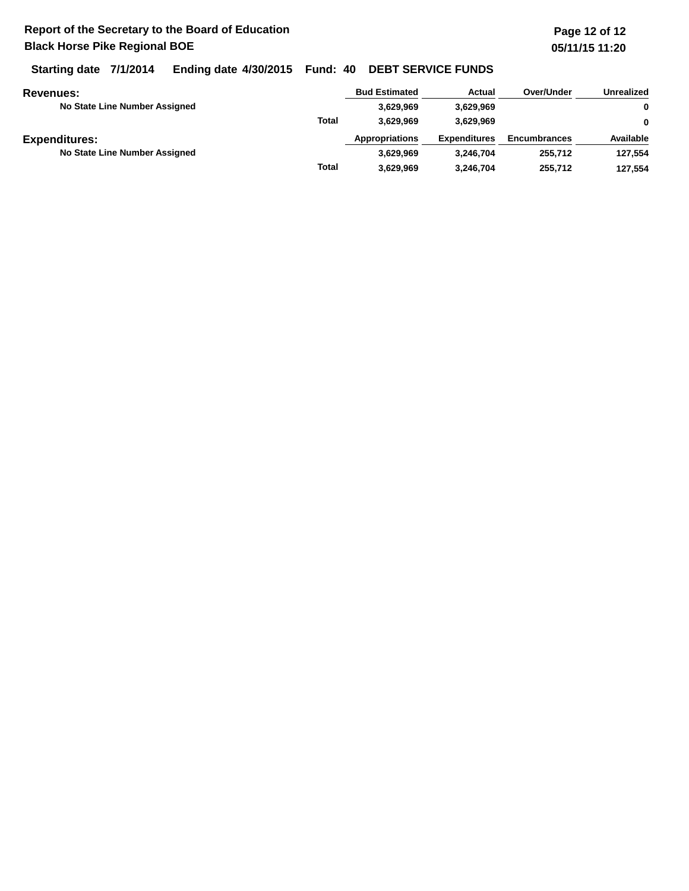**Report of the Secretary to the Board of Education**

**Black Horse Pike Regional BOE**

**05/11/15 11:20**

**Starting date 7/1/2014 Ending date 4/30/2015 Fund: 40 DEBT SERVICE FUNDS**

| Revenues: | | Bud Estimated | Actual | Over/Under | Unrealized |
|---|---|---|---|---|---|
| No State Line Number Assigned | | 3,629,969 | 3,629,969 | | 0 |
| | Total | 3,629,969 | 3,629,969 | | 0 |

| Expenditures: | | Appropriations | Expenditures | Encumbrances | Available |
|---|---|---|---|---|---|
| No State Line Number Assigned | | 3,629,969 | 3,246,704 | 255,712 | 127,554 |
| | Total | 3,629,969 | 3,246,704 | 255,712 | 127,554 |